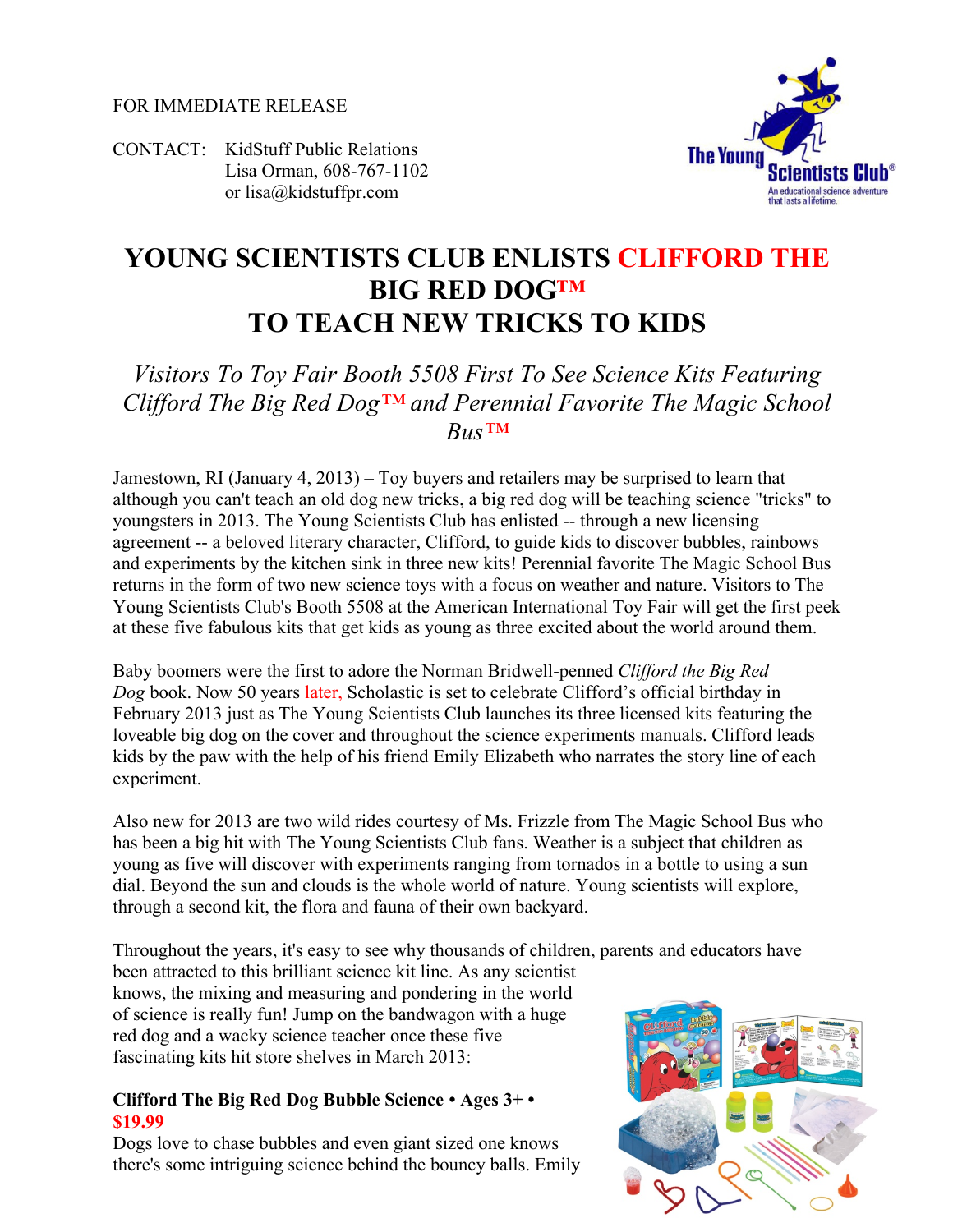FOR IMMEDIATE RELEASE

CONTACT: KidStuff Public Relations
Lisa Orman, 608-767-1102
or lisa@kidstuffpr.com

# YOUNG SCIENTISTS CLUB ENLISTS CLIFFORD THE BIG RED DOG™ TO TEACH NEW TRICKS TO KIDS

*Visitors To Toy Fair Booth 5508 First To See Science Kits Featuring Clifford The Big Red Dog™ and Perennial Favorite The Magic School Bus™*

Jamestown, RI (January 4, 2013) – Toy buyers and retailers may be surprised to learn that although you can't teach an old dog new tricks, a big red dog will be teaching science "tricks" to youngsters in 2013. The Young Scientists Club has enlisted -- through a new licensing agreement -- a beloved literary character, Clifford, to guide kids to discover bubbles, rainbows and experiments by the kitchen sink in three new kits! Perennial favorite The Magic School Bus returns in the form of two new science toys with a focus on weather and nature. Visitors to The Young Scientists Club's Booth 5508 at the American International Toy Fair will get the first peek at these five fabulous kits that get kids as young as three excited about the world around them.

Baby boomers were the first to adore the Norman Bridwell-penned *Clifford the Big Red Dog* book. Now 50 years later, Scholastic is set to celebrate Clifford's official birthday in February 2013 just as The Young Scientists Club launches its three licensed kits featuring the loveable big dog on the cover and throughout the science experiments manuals. Clifford leads kids by the paw with the help of his friend Emily Elizabeth who narrates the story line of each experiment.

Also new for 2013 are two wild rides courtesy of Ms. Frizzle from The Magic School Bus who has been a big hit with The Young Scientists Club fans. Weather is a subject that children as young as five will discover with experiments ranging from tornados in a bottle to using a sun dial. Beyond the sun and clouds is the whole world of nature. Young scientists will explore, through a second kit, the flora and fauna of their own backyard.

Throughout the years, it's easy to see why thousands of children, parents and educators have been attracted to this brilliant science kit line. As any scientist knows, the mixing and measuring and pondering in the world of science is really fun! Jump on the bandwagon with a huge red dog and a wacky science teacher once these five fascinating kits hit store shelves in March 2013:

**Clifford The Big Red Dog Bubble Science • Ages 3+ • $19.99**

Dogs love to chase bubbles and even giant sized one knows there's some intriguing science behind the bouncy balls. Emily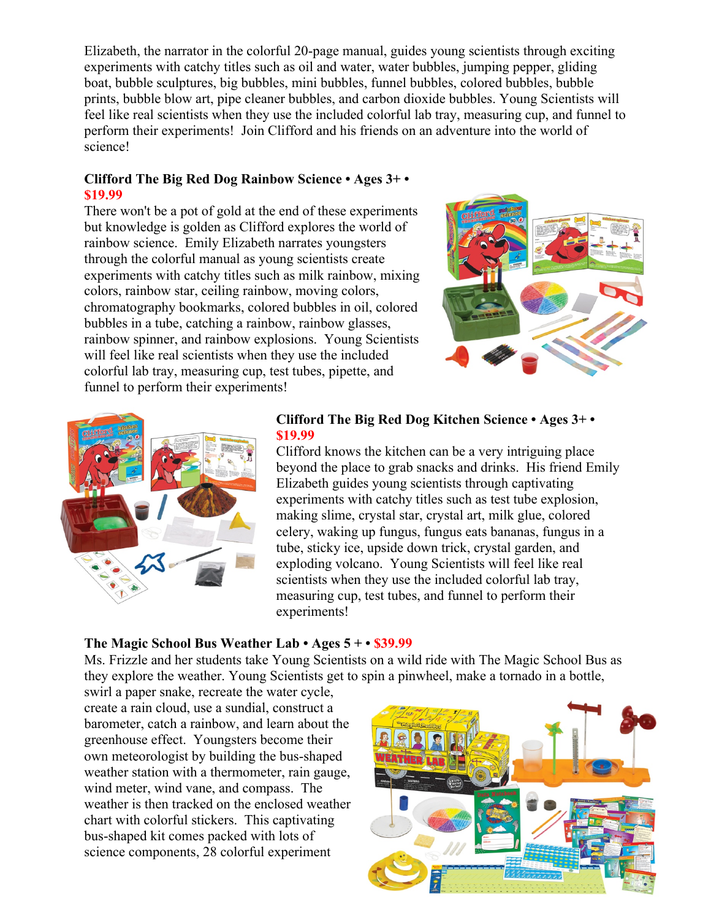Elizabeth, the narrator in the colorful 20-page manual, guides young scientists through exciting experiments with catchy titles such as oil and water, water bubbles, jumping pepper, gliding boat, bubble sculptures, big bubbles, mini bubbles, funnel bubbles, colored bubbles, bubble prints, bubble blow art, pipe cleaner bubbles, and carbon dioxide bubbles. Young Scientists will feel like real scientists when they use the included colorful lab tray, measuring cup, and funnel to perform their experiments! Join Clifford and his friends on an adventure into the world of science!

**Clifford The Big Red Dog Rainbow Science • Ages 3+ • $19.99**

There won't be a pot of gold at the end of these experiments but knowledge is golden as Clifford explores the world of rainbow science. Emily Elizabeth narrates youngsters through the colorful manual as young scientists create experiments with catchy titles such as milk rainbow, mixing colors, rainbow star, ceiling rainbow, moving colors, chromatography bookmarks, colored bubbles in oil, colored bubbles in a tube, catching a rainbow, rainbow glasses, rainbow spinner, and rainbow explosions. Young Scientists will feel like real scientists when they use the included colorful lab tray, measuring cup, test tubes, pipette, and funnel to perform their experiments!

**Clifford The Big Red Dog Kitchen Science • Ages 3+ • $19.99**

Clifford knows the kitchen can be a very intriguing place beyond the place to grab snacks and drinks. His friend Emily Elizabeth guides young scientists through captivating experiments with catchy titles such as test tube explosion, making slime, crystal star, crystal art, milk glue, colored celery, waking up fungus, fungus eats bananas, fungus in a tube, sticky ice, upside down trick, crystal garden, and exploding volcano. Young Scientists will feel like real scientists when they use the included colorful lab tray, measuring cup, test tubes, and funnel to perform their experiments!

**The Magic School Bus Weather Lab • Ages 5 + • $39.99**

Ms. Frizzle and her students take Young Scientists on a wild ride with The Magic School Bus as they explore the weather. Young Scientists get to spin a pinwheel, make a tornado in a bottle, swirl a paper snake, recreate the water cycle, create a rain cloud, use a sundial, construct a barometer, catch a rainbow, and learn about the greenhouse effect. Youngsters become their own meteorologist by building the bus-shaped weather station with a thermometer, rain gauge, wind meter, wind vane, and compass. The weather is then tracked on the enclosed weather chart with colorful stickers. This captivating bus-shaped kit comes packed with lots of science components, 28 colorful experiment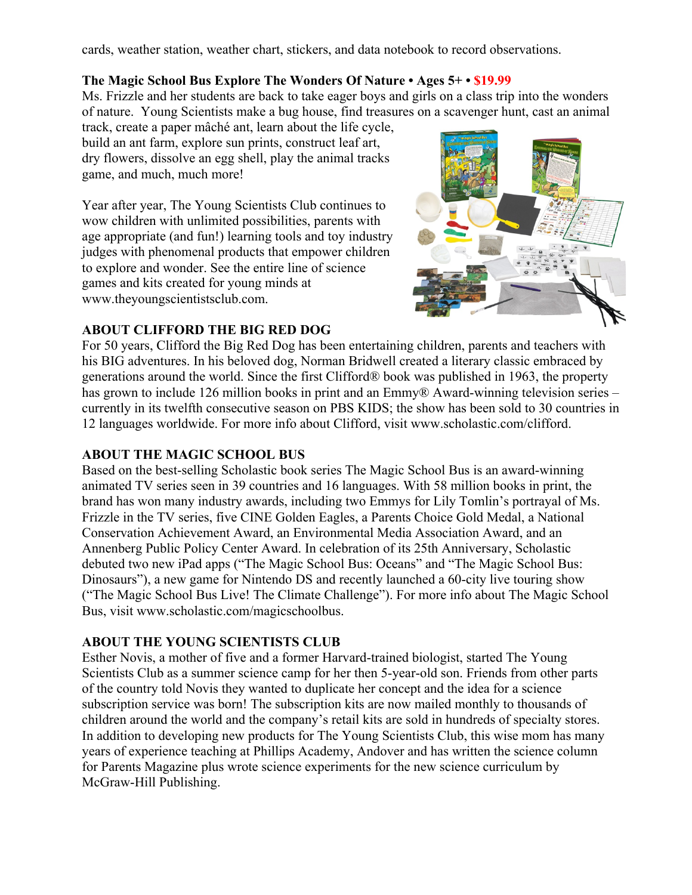cards, weather station, weather chart, stickers, and data notebook to record observations.

**The Magic School Bus Explore The Wonders Of Nature • Ages 5+ • $19.99**
Ms. Frizzle and her students are back to take eager boys and girls on a class trip into the wonders of nature. Young Scientists make a bug house, find treasures on a scavenger hunt, cast an animal track, create a paper mâché ant, learn about the life cycle, build an ant farm, explore sun prints, construct leaf art, dry flowers, dissolve an egg shell, play the animal tracks game, and much, much more!

Year after year, The Young Scientists Club continues to wow children with unlimited possibilities, parents with age appropriate (and fun!) learning tools and toy industry judges with phenomenal products that empower children to explore and wonder. See the entire line of science games and kits created for young minds at www.theyoungscientistsclub.com.

## ABOUT CLIFFORD THE BIG RED DOG

For 50 years, Clifford the Big Red Dog has been entertaining children, parents and teachers with his BIG adventures. In his beloved dog, Norman Bridwell created a literary classic embraced by generations around the world. Since the first Clifford® book was published in 1963, the property has grown to include 126 million books in print and an Emmy® Award-winning television series – currently in its twelfth consecutive season on PBS KIDS; the show has been sold to 30 countries in 12 languages worldwide. For more info about Clifford, visit www.scholastic.com/clifford.

## ABOUT THE MAGIC SCHOOL BUS

Based on the best-selling Scholastic book series The Magic School Bus is an award-winning animated TV series seen in 39 countries and 16 languages. With 58 million books in print, the brand has won many industry awards, including two Emmys for Lily Tomlin's portrayal of Ms. Frizzle in the TV series, five CINE Golden Eagles, a Parents Choice Gold Medal, a National Conservation Achievement Award, an Environmental Media Association Award, and an Annenberg Public Policy Center Award. In celebration of its 25th Anniversary, Scholastic debuted two new iPad apps ("The Magic School Bus: Oceans" and "The Magic School Bus: Dinosaurs"), a new game for Nintendo DS and recently launched a 60-city live touring show ("The Magic School Bus Live! The Climate Challenge"). For more info about The Magic School Bus, visit www.scholastic.com/magicschoolbus.

## ABOUT THE YOUNG SCIENTISTS CLUB

Esther Novis, a mother of five and a former Harvard-trained biologist, started The Young Scientists Club as a summer science camp for her then 5-year-old son. Friends from other parts of the country told Novis they wanted to duplicate her concept and the idea for a science subscription service was born! The subscription kits are now mailed monthly to thousands of children around the world and the company's retail kits are sold in hundreds of specialty stores. In addition to developing new products for The Young Scientists Club, this wise mom has many years of experience teaching at Phillips Academy, Andover and has written the science column for Parents Magazine plus wrote science experiments for the new science curriculum by McGraw-Hill Publishing.